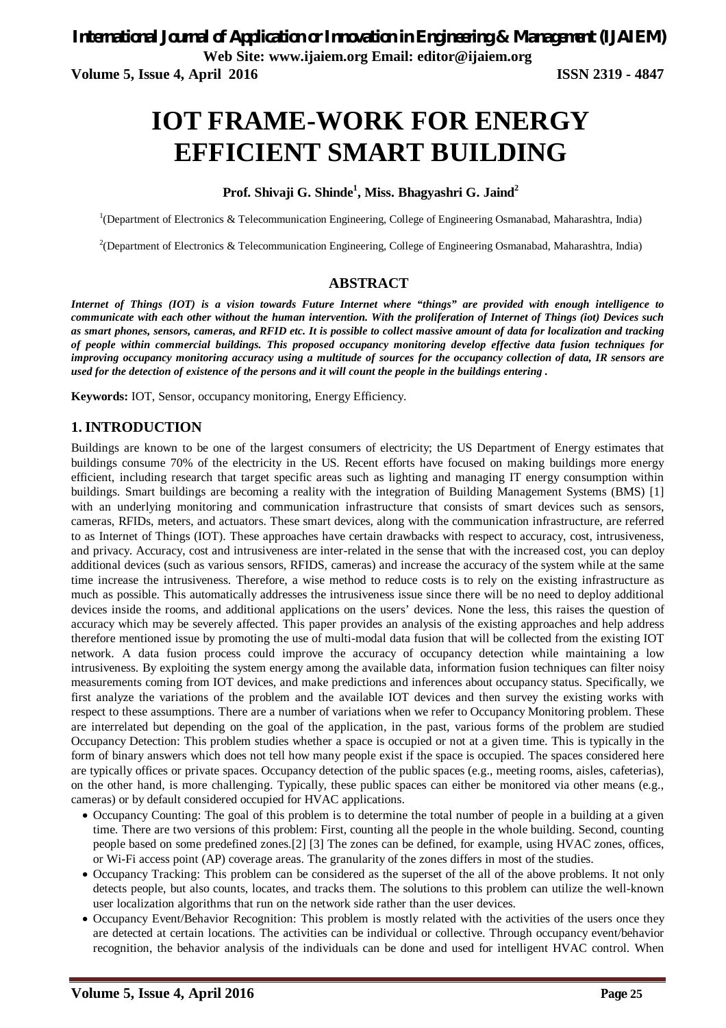# IOT FRAME-WORK FOR ENERGY EFFICIENT SMART BUILDING

**Prof. Shivaji G. Shinde[1], Miss. Bhagyashri G. Jaind[2]**

[1](Department of Electronics & Telecommunication Engineering, College of Engineering Osmanabad, Maharashtra, India)

[2](Department of Electronics & Telecommunication Engineering, College of Engineering Osmanabad, Maharashtra, India)

## ABSTRACT

***Internet of Things (IOT) is a vision towards Future Internet where "things" are provided with enough intelligence to communicate with each other without the human intervention. With the proliferation of Internet of Things (iot) Devices such as smart phones, sensors, cameras, and RFID etc. It is possible to collect massive amount of data for localization and tracking of people within commercial buildings. This proposed occupancy monitoring develop effective data fusion techniques for improving occupancy monitoring accuracy using a multitude of sources for the occupancy collection of data, IR sensors are used for the detection of existence of the persons and it will count the people in the buildings entering .***

**Keywords:** IOT, Sensor, occupancy monitoring, Energy Efficiency.

## 1. INTRODUCTION

Buildings are known to be one of the largest consumers of electricity; the US Department of Energy estimates that buildings consume 70% of the electricity in the US. Recent efforts have focused on making buildings more energy efficient, including research that target specific areas such as lighting and managing IT energy consumption within buildings. Smart buildings are becoming a reality with the integration of Building Management Systems (BMS) [1] with an underlying monitoring and communication infrastructure that consists of smart devices such as sensors, cameras, RFIDs, meters, and actuators. These smart devices, along with the communication infrastructure, are referred to as Internet of Things (IOT). These approaches have certain drawbacks with respect to accuracy, cost, intrusiveness, and privacy. Accuracy, cost and intrusiveness are inter-related in the sense that with the increased cost, you can deploy additional devices (such as various sensors, RFIDS, cameras) and increase the accuracy of the system while at the same time increase the intrusiveness. Therefore, a wise method to reduce costs is to rely on the existing infrastructure as much as possible. This automatically addresses the intrusiveness issue since there will be no need to deploy additional devices inside the rooms, and additional applications on the users' devices. None the less, this raises the question of accuracy which may be severely affected. This paper provides an analysis of the existing approaches and help address therefore mentioned issue by promoting the use of multi-modal data fusion that will be collected from the existing IOT network. A data fusion process could improve the accuracy of occupancy detection while maintaining a low intrusiveness. By exploiting the system energy among the available data, information fusion techniques can filter noisy measurements coming from IOT devices, and make predictions and inferences about occupancy status. Specifically, we first analyze the variations of the problem and the available IOT devices and then survey the existing works with respect to these assumptions. There are a number of variations when we refer to Occupancy Monitoring problem. These are interrelated but depending on the goal of the application, in the past, various forms of the problem are studied Occupancy Detection: This problem studies whether a space is occupied or not at a given time. This is typically in the form of binary answers which does not tell how many people exist if the space is occupied. The spaces considered here are typically offices or private spaces. Occupancy detection of the public spaces (e.g., meeting rooms, aisles, cafeterias), on the other hand, is more challenging. Typically, these public spaces can either be monitored via other means (e.g., cameras) or by default considered occupied for HVAC applications.

- Occupancy Counting: The goal of this problem is to determine the total number of people in a building at a given time. There are two versions of this problem: First, counting all the people in the whole building. Second, counting people based on some predefined zones.[2] [3] The zones can be defined, for example, using HVAC zones, offices, or Wi-Fi access point (AP) coverage areas. The granularity of the zones differs in most of the studies.
- Occupancy Tracking: This problem can be considered as the superset of the all of the above problems. It not only detects people, but also counts, locates, and tracks them. The solutions to this problem can utilize the well-known user localization algorithms that run on the network side rather than the user devices.
- Occupancy Event/Behavior Recognition: This problem is mostly related with the activities of the users once they are detected at certain locations. The activities can be individual or collective. Through occupancy event/behavior recognition, the behavior analysis of the individuals can be done and used for intelligent HVAC control. When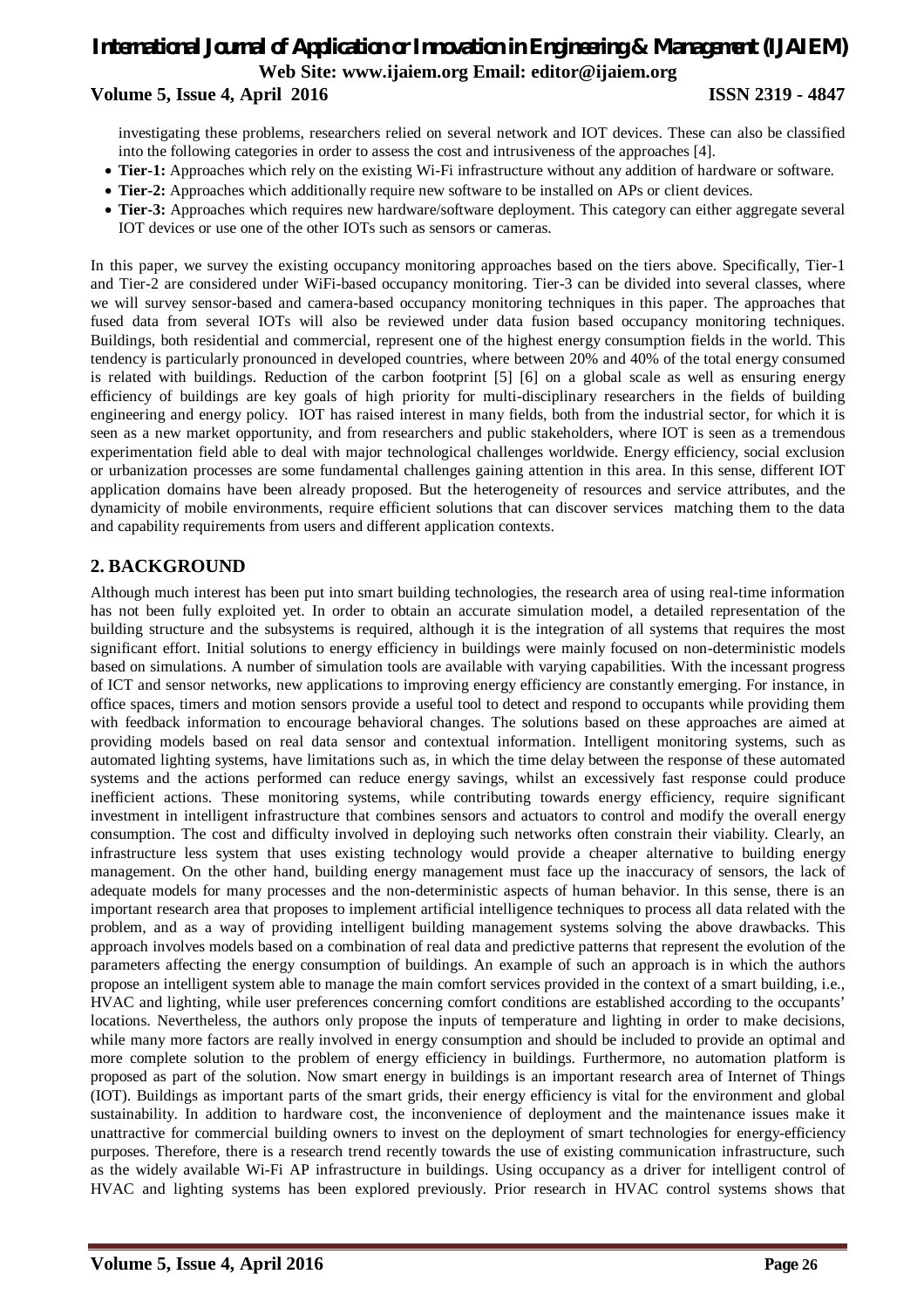investigating these problems, researchers relied on several network and IOT devices. These can also be classified into the following categories in order to assess the cost and intrusiveness of the approaches [4].

- **Tier-1:** Approaches which rely on the existing Wi-Fi infrastructure without any addition of hardware or software.
- **Tier-2:** Approaches which additionally require new software to be installed on APs or client devices.
- **Tier-3:** Approaches which requires new hardware/software deployment. This category can either aggregate several IOT devices or use one of the other IOTs such as sensors or cameras.

In this paper, we survey the existing occupancy monitoring approaches based on the tiers above. Specifically, Tier-1 and Tier-2 are considered under WiFi-based occupancy monitoring. Tier-3 can be divided into several classes, where we will survey sensor-based and camera-based occupancy monitoring techniques in this paper. The approaches that fused data from several IOTs will also be reviewed under data fusion based occupancy monitoring techniques. Buildings, both residential and commercial, represent one of the highest energy consumption fields in the world. This tendency is particularly pronounced in developed countries, where between 20% and 40% of the total energy consumed is related with buildings. Reduction of the carbon footprint [5] [6] on a global scale as well as ensuring energy efficiency of buildings are key goals of high priority for multi-disciplinary researchers in the fields of building engineering and energy policy. IOT has raised interest in many fields, both from the industrial sector, for which it is seen as a new market opportunity, and from researchers and public stakeholders, where IOT is seen as a tremendous experimentation field able to deal with major technological challenges worldwide. Energy efficiency, social exclusion or urbanization processes are some fundamental challenges gaining attention in this area. In this sense, different IOT application domains have been already proposed. But the heterogeneity of resources and service attributes, and the dynamicity of mobile environments, require efficient solutions that can discover services matching them to the data and capability requirements from users and different application contexts.

## 2. BACKGROUND

Although much interest has been put into smart building technologies, the research area of using real-time information has not been fully exploited yet. In order to obtain an accurate simulation model, a detailed representation of the building structure and the subsystems is required, although it is the integration of all systems that requires the most significant effort. Initial solutions to energy efficiency in buildings were mainly focused on non-deterministic models based on simulations. A number of simulation tools are available with varying capabilities. With the incessant progress of ICT and sensor networks, new applications to improving energy efficiency are constantly emerging. For instance, in office spaces, timers and motion sensors provide a useful tool to detect and respond to occupants while providing them with feedback information to encourage behavioral changes. The solutions based on these approaches are aimed at providing models based on real data sensor and contextual information. Intelligent monitoring systems, such as automated lighting systems, have limitations such as, in which the time delay between the response of these automated systems and the actions performed can reduce energy savings, whilst an excessively fast response could produce inefficient actions. These monitoring systems, while contributing towards energy efficiency, require significant investment in intelligent infrastructure that combines sensors and actuators to control and modify the overall energy consumption. The cost and difficulty involved in deploying such networks often constrain their viability. Clearly, an infrastructure less system that uses existing technology would provide a cheaper alternative to building energy management. On the other hand, building energy management must face up the inaccuracy of sensors, the lack of adequate models for many processes and the non-deterministic aspects of human behavior. In this sense, there is an important research area that proposes to implement artificial intelligence techniques to process all data related with the problem, and as a way of providing intelligent building management systems solving the above drawbacks. This approach involves models based on a combination of real data and predictive patterns that represent the evolution of the parameters affecting the energy consumption of buildings. An example of such an approach is in which the authors propose an intelligent system able to manage the main comfort services provided in the context of a smart building, i.e., HVAC and lighting, while user preferences concerning comfort conditions are established according to the occupants' locations. Nevertheless, the authors only propose the inputs of temperature and lighting in order to make decisions, while many more factors are really involved in energy consumption and should be included to provide an optimal and more complete solution to the problem of energy efficiency in buildings. Furthermore, no automation platform is proposed as part of the solution. Now smart energy in buildings is an important research area of Internet of Things (IOT). Buildings as important parts of the smart grids, their energy efficiency is vital for the environment and global sustainability. In addition to hardware cost, the inconvenience of deployment and the maintenance issues make it unattractive for commercial building owners to invest on the deployment of smart technologies for energy-efficiency purposes. Therefore, there is a research trend recently towards the use of existing communication infrastructure, such as the widely available Wi-Fi AP infrastructure in buildings. Using occupancy as a driver for intelligent control of HVAC and lighting systems has been explored previously. Prior research in HVAC control systems shows that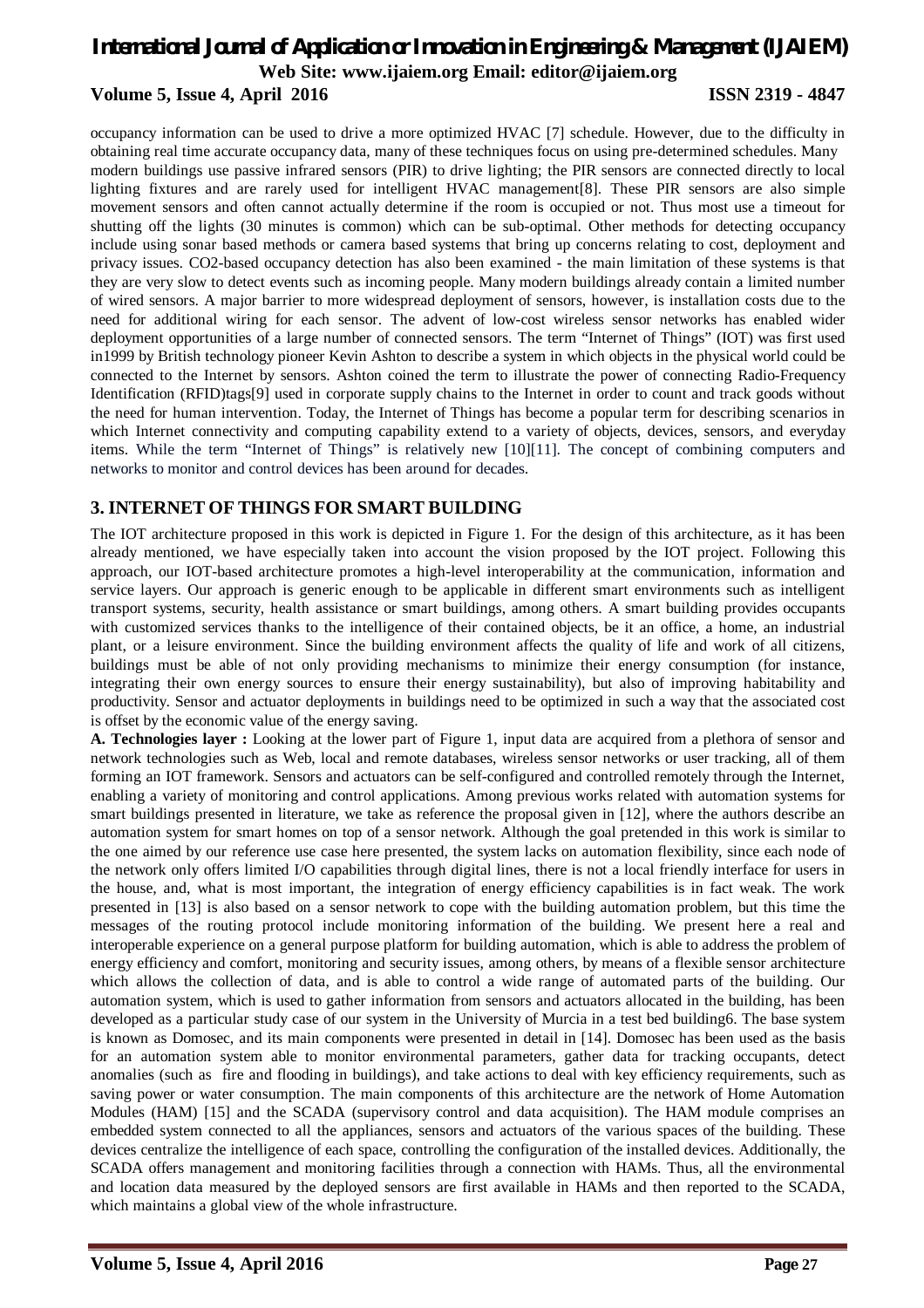occupancy information can be used to drive a more optimized HVAC [7] schedule. However, due to the difficulty in obtaining real time accurate occupancy data, many of these techniques focus on using pre-determined schedules. Many modern buildings use passive infrared sensors (PIR) to drive lighting; the PIR sensors are connected directly to local lighting fixtures and are rarely used for intelligent HVAC management[8]. These PIR sensors are also simple movement sensors and often cannot actually determine if the room is occupied or not. Thus most use a timeout for shutting off the lights (30 minutes is common) which can be sub-optimal. Other methods for detecting occupancy include using sonar based methods or camera based systems that bring up concerns relating to cost, deployment and privacy issues. CO2-based occupancy detection has also been examined - the main limitation of these systems is that they are very slow to detect events such as incoming people. Many modern buildings already contain a limited number of wired sensors. A major barrier to more widespread deployment of sensors, however, is installation costs due to the need for additional wiring for each sensor. The advent of low-cost wireless sensor networks has enabled wider deployment opportunities of a large number of connected sensors. The term "Internet of Things" (IOT) was first used in1999 by British technology pioneer Kevin Ashton to describe a system in which objects in the physical world could be connected to the Internet by sensors. Ashton coined the term to illustrate the power of connecting Radio-Frequency Identification (RFID)tags[9] used in corporate supply chains to the Internet in order to count and track goods without the need for human intervention. Today, the Internet of Things has become a popular term for describing scenarios in which Internet connectivity and computing capability extend to a variety of objects, devices, sensors, and everyday items. While the term "Internet of Things" is relatively new [10][11]. The concept of combining computers and networks to monitor and control devices has been around for decades.

## 3. INTERNET OF THINGS FOR SMART BUILDING

The IOT architecture proposed in this work is depicted in Figure 1. For the design of this architecture, as it has been already mentioned, we have especially taken into account the vision proposed by the IOT project. Following this approach, our IOT-based architecture promotes a high-level interoperability at the communication, information and service layers. Our approach is generic enough to be applicable in different smart environments such as intelligent transport systems, security, health assistance or smart buildings, among others. A smart building provides occupants with customized services thanks to the intelligence of their contained objects, be it an office, a home, an industrial plant, or a leisure environment. Since the building environment affects the quality of life and work of all citizens, buildings must be able of not only providing mechanisms to minimize their energy consumption (for instance, integrating their own energy sources to ensure their energy sustainability), but also of improving habitability and productivity. Sensor and actuator deployments in buildings need to be optimized in such a way that the associated cost is offset by the economic value of the energy saving.

**A. Technologies layer :** Looking at the lower part of Figure 1, input data are acquired from a plethora of sensor and network technologies such as Web, local and remote databases, wireless sensor networks or user tracking, all of them forming an IOT framework. Sensors and actuators can be self-configured and controlled remotely through the Internet, enabling a variety of monitoring and control applications. Among previous works related with automation systems for smart buildings presented in literature, we take as reference the proposal given in [12], where the authors describe an automation system for smart homes on top of a sensor network. Although the goal pretended in this work is similar to the one aimed by our reference use case here presented, the system lacks on automation flexibility, since each node of the network only offers limited I/O capabilities through digital lines, there is not a local friendly interface for users in the house, and, what is most important, the integration of energy efficiency capabilities is in fact weak. The work presented in [13] is also based on a sensor network to cope with the building automation problem, but this time the messages of the routing protocol include monitoring information of the building. We present here a real and interoperable experience on a general purpose platform for building automation, which is able to address the problem of energy efficiency and comfort, monitoring and security issues, among others, by means of a flexible sensor architecture which allows the collection of data, and is able to control a wide range of automated parts of the building. Our automation system, which is used to gather information from sensors and actuators allocated in the building, has been developed as a particular study case of our system in the University of Murcia in a test bed building6. The base system is known as Domosec, and its main components were presented in detail in [14]. Domosec has been used as the basis for an automation system able to monitor environmental parameters, gather data for tracking occupants, detect anomalies (such as fire and flooding in buildings), and take actions to deal with key efficiency requirements, such as saving power or water consumption. The main components of this architecture are the network of Home Automation Modules (HAM) [15] and the SCADA (supervisory control and data acquisition). The HAM module comprises an embedded system connected to all the appliances, sensors and actuators of the various spaces of the building. These devices centralize the intelligence of each space, controlling the configuration of the installed devices. Additionally, the SCADA offers management and monitoring facilities through a connection with HAMs. Thus, all the environmental and location data measured by the deployed sensors are first available in HAMs and then reported to the SCADA, which maintains a global view of the whole infrastructure.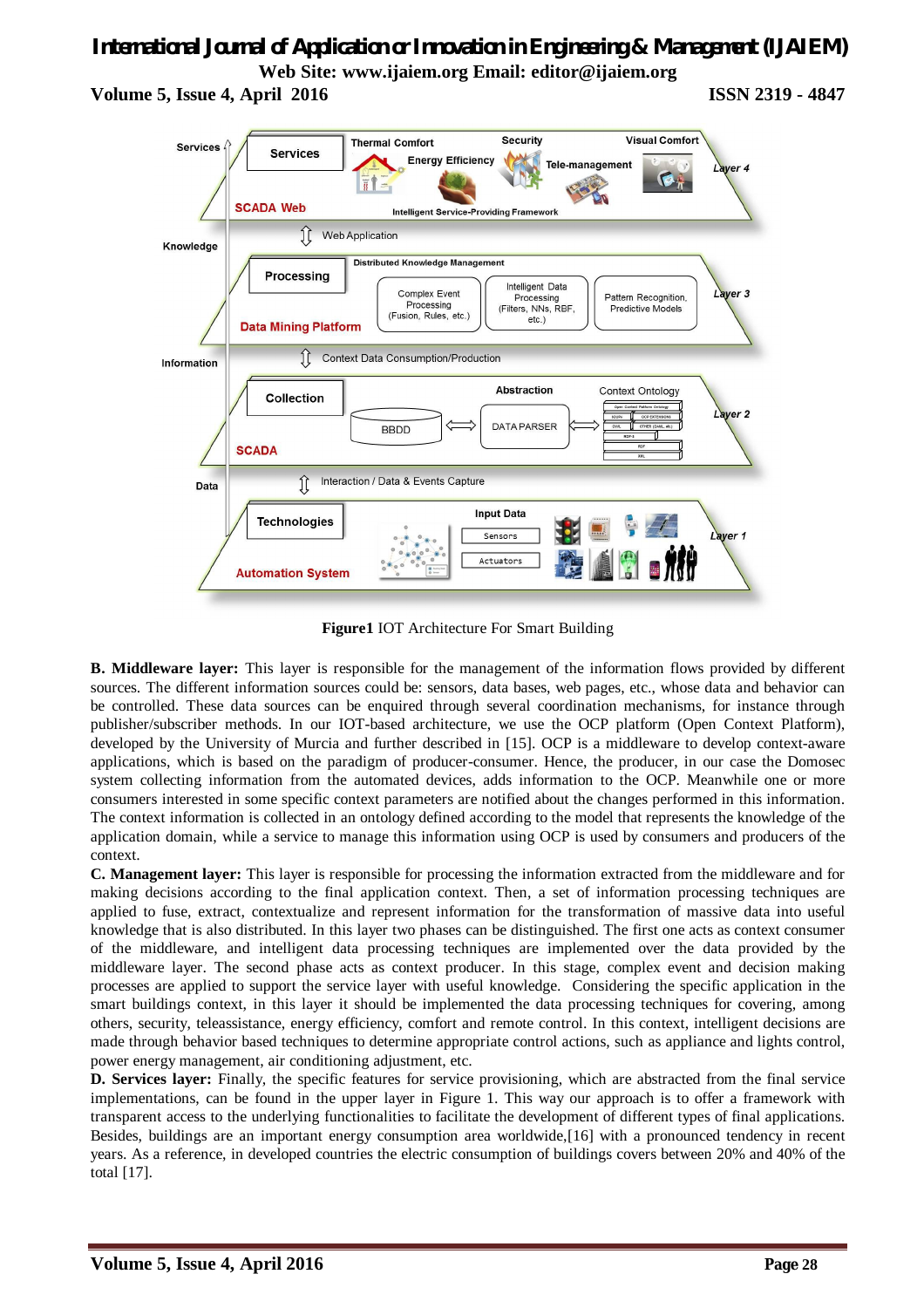**Figure1** IOT Architecture For Smart Building

**B. Middleware layer:** This layer is responsible for the management of the information flows provided by different sources. The different information sources could be: sensors, data bases, web pages, etc., whose data and behavior can be controlled. These data sources can be enquired through several coordination mechanisms, for instance through publisher/subscriber methods. In our IOT-based architecture, we use the OCP platform (Open Context Platform), developed by the University of Murcia and further described in [15]. OCP is a middleware to develop context-aware applications, which is based on the paradigm of producer-consumer. Hence, the producer, in our case the Domosec system collecting information from the automated devices, adds information to the OCP. Meanwhile one or more consumers interested in some specific context parameters are notified about the changes performed in this information. The context information is collected in an ontology defined according to the model that represents the knowledge of the application domain, while a service to manage this information using OCP is used by consumers and producers of the context.

**C. Management layer:** This layer is responsible for processing the information extracted from the middleware and for making decisions according to the final application context. Then, a set of information processing techniques are applied to fuse, extract, contextualize and represent information for the transformation of massive data into useful knowledge that is also distributed. In this layer two phases can be distinguished. The first one acts as context consumer of the middleware, and intelligent data processing techniques are implemented over the data provided by the middleware layer. The second phase acts as context producer. In this stage, complex event and decision making processes are applied to support the service layer with useful knowledge. Considering the specific application in the smart buildings context, in this layer it should be implemented the data processing techniques for covering, among others, security, teleassistance, energy efficiency, comfort and remote control. In this context, intelligent decisions are made through behavior based techniques to determine appropriate control actions, such as appliance and lights control, power energy management, air conditioning adjustment, etc.

**D. Services layer:** Finally, the specific features for service provisioning, which are abstracted from the final service implementations, can be found in the upper layer in Figure 1. This way our approach is to offer a framework with transparent access to the underlying functionalities to facilitate the development of different types of final applications. Besides, buildings are an important energy consumption area worldwide,[16] with a pronounced tendency in recent years. As a reference, in developed countries the electric consumption of buildings covers between 20% and 40% of the total [17].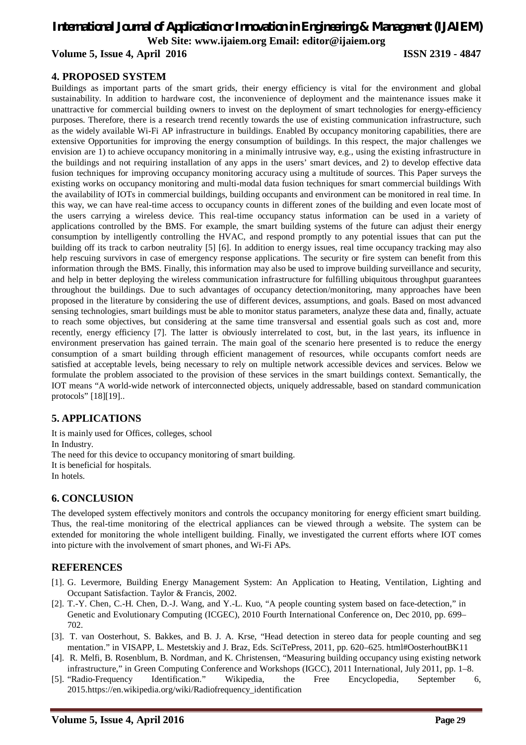## 4. PROPOSED SYSTEM

Buildings as important parts of the smart grids, their energy efficiency is vital for the environment and global sustainability. In addition to hardware cost, the inconvenience of deployment and the maintenance issues make it unattractive for commercial building owners to invest on the deployment of smart technologies for energy-efficiency purposes. Therefore, there is a research trend recently towards the use of existing communication infrastructure, such as the widely available Wi-Fi AP infrastructure in buildings. Enabled By occupancy monitoring capabilities, there are extensive Opportunities for improving the energy consumption of buildings. In this respect, the major challenges we envision are 1) to achieve occupancy monitoring in a minimally intrusive way, e.g., using the existing infrastructure in the buildings and not requiring installation of any apps in the users' smart devices, and 2) to develop effective data fusion techniques for improving occupancy monitoring accuracy using a multitude of sources. This Paper surveys the existing works on occupancy monitoring and multi-modal data fusion techniques for smart commercial buildings With the availability of IOTs in commercial buildings, building occupants and environment can be monitored in real time. In this way, we can have real-time access to occupancy counts in different zones of the building and even locate most of the users carrying a wireless device. This real-time occupancy status information can be used in a variety of applications controlled by the BMS. For example, the smart building systems of the future can adjust their energy consumption by intelligently controlling the HVAC, and respond promptly to any potential issues that can put the building off its track to carbon neutrality [5] [6]. In addition to energy issues, real time occupancy tracking may also help rescuing survivors in case of emergency response applications. The security or fire system can benefit from this information through the BMS. Finally, this information may also be used to improve building surveillance and security, and help in better deploying the wireless communication infrastructure for fulfilling ubiquitous throughput guarantees throughout the buildings. Due to such advantages of occupancy detection/monitoring, many approaches have been proposed in the literature by considering the use of different devices, assumptions, and goals. Based on most advanced sensing technologies, smart buildings must be able to monitor status parameters, analyze these data and, finally, actuate to reach some objectives, but considering at the same time transversal and essential goals such as cost and, more recently, energy efficiency [7]. The latter is obviously interrelated to cost, but, in the last years, its influence in environment preservation has gained terrain. The main goal of the scenario here presented is to reduce the energy consumption of a smart building through efficient management of resources, while occupants comfort needs are satisfied at acceptable levels, being necessary to rely on multiple network accessible devices and services. Below we formulate the problem associated to the provision of these services in the smart buildings context. Semantically, the IOT means "A world-wide network of interconnected objects, uniquely addressable, based on standard communication protocols" [18][19]..

## 5. APPLICATIONS

It is mainly used for Offices, colleges, school
In Industry.
The need for this device to occupancy monitoring of smart building.
It is beneficial for hospitals.
In hotels.

## 6. CONCLUSION

The developed system effectively monitors and controls the occupancy monitoring for energy efficient smart building. Thus, the real-time monitoring of the electrical appliances can be viewed through a website. The system can be extended for monitoring the whole intelligent building. Finally, we investigated the current efforts where IOT comes into picture with the involvement of smart phones, and Wi-Fi APs.

## REFERENCES

[1]. G. Levermore, Building Energy Management System: An Application to Heating, Ventilation, Lighting and Occupant Satisfaction. Taylor & Francis, 2002.

[2]. T.-Y. Chen, C.-H. Chen, D.-J. Wang, and Y.-L. Kuo, "A people counting system based on face-detection," in Genetic and Evolutionary Computing (ICGEC), 2010 Fourth International Conference on, Dec 2010, pp. 699–702.

[3]. T. van Oosterhout, S. Bakkes, and B. J. A. Krse, "Head detection in stereo data for people counting and seg mentation." in VISAPP, L. Mestetskiy and J. Braz, Eds. SciTePress, 2011, pp. 620–625. html#OosterhoutBK11

[4]. R. Melfi, B. Rosenblum, B. Nordman, and K. Christensen, "Measuring building occupancy using existing network infrastructure," in Green Computing Conference and Workshops (IGCC), 2011 International, July 2011, pp. 1–8.

[5]. "Radio-Frequency Identification." Wikipedia, the Free Encyclopedia, September 6, 2015.https://en.wikipedia.org/wiki/Radiofrequency_identification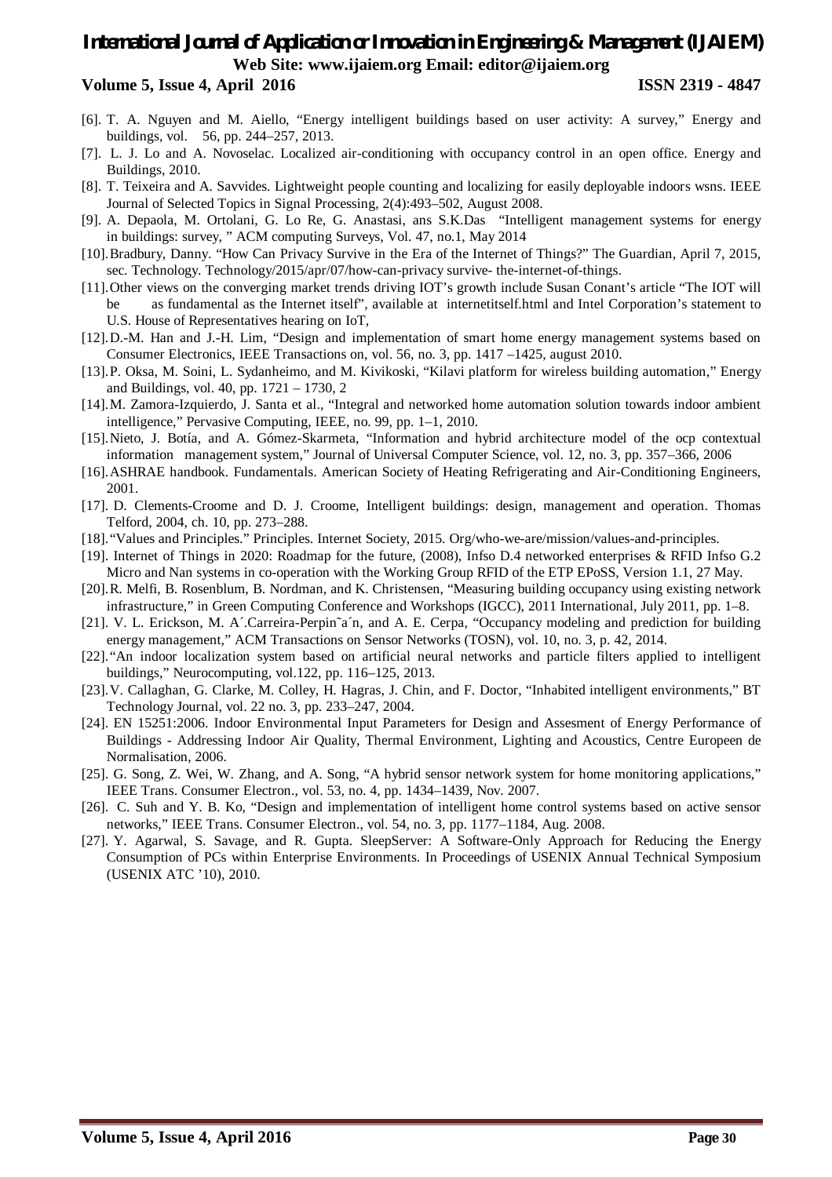[6]. T. A. Nguyen and M. Aiello, "Energy intelligent buildings based on user activity: A survey," Energy and buildings, vol. 56, pp. 244–257, 2013.

[7]. L. J. Lo and A. Novoselac. Localized air-conditioning with occupancy control in an open office. Energy and Buildings, 2010.

[8]. T. Teixeira and A. Savvides. Lightweight people counting and localizing for easily deployable indoors wsns. IEEE Journal of Selected Topics in Signal Processing, 2(4):493–502, August 2008.

[9]. A. Depaola, M. Ortolani, G. Lo Re, G. Anastasi, ans S.K.Das "Intelligent management systems for energy in buildings: survey, " ACM computing Surveys, Vol. 47, no.1, May 2014

[10]. Bradbury, Danny. "How Can Privacy Survive in the Era of the Internet of Things?" The Guardian, April 7, 2015, sec. Technology. Technology/2015/apr/07/how-can-privacy survive- the-internet-of-things.

[11]. Other views on the converging market trends driving IOT's growth include Susan Conant's article "The IOT will be as fundamental as the Internet itself", available at internetitself.html and Intel Corporation's statement to U.S. House of Representatives hearing on IoT,

[12]. D.-M. Han and J.-H. Lim, "Design and implementation of smart home energy management systems based on Consumer Electronics, IEEE Transactions on, vol. 56, no. 3, pp. 1417 –1425, august 2010.

[13]. P. Oksa, M. Soini, L. Sydanheimo, and M. Kivikoski, "Kilavi platform for wireless building automation," Energy and Buildings, vol. 40, pp. 1721 – 1730, 2

[14]. M. Zamora-Izquierdo, J. Santa et al., "Integral and networked home automation solution towards indoor ambient intelligence," Pervasive Computing, IEEE, no. 99, pp. 1–1, 2010.

[15]. Nieto, J. Botía, and A. Gómez-Skarmeta, "Information and hybrid architecture model of the ocp contextual information management system," Journal of Universal Computer Science, vol. 12, no. 3, pp. 357–366, 2006

[16]. ASHRAE handbook. Fundamentals. American Society of Heating Refrigerating and Air-Conditioning Engineers, 2001.

[17]. D. Clements-Croome and D. J. Croome, Intelligent buildings: design, management and operation. Thomas Telford, 2004, ch. 10, pp. 273–288.

[18]. "Values and Principles." Principles. Internet Society, 2015. Org/who-we-are/mission/values-and-principles.

[19]. Internet of Things in 2020: Roadmap for the future, (2008), Infso D.4 networked enterprises & RFID Infso G.2 Micro and Nan systems in co-operation with the Working Group RFID of the ETP EPoSS, Version 1.1, 27 May.

[20]. R. Melfi, B. Rosenblum, B. Nordman, and K. Christensen, "Measuring building occupancy using existing network infrastructure," in Green Computing Conference and Workshops (IGCC), 2011 International, July 2011, pp. 1–8.

[21]. V. L. Erickson, M. A´.Carreira-Perpin˜a´n, and A. E. Cerpa, "Occupancy modeling and prediction for building energy management," ACM Transactions on Sensor Networks (TOSN), vol. 10, no. 3, p. 42, 2014.

[22]. "An indoor localization system based on artificial neural networks and particle filters applied to intelligent buildings," Neurocomputing, vol.122, pp. 116–125, 2013.

[23]. V. Callaghan, G. Clarke, M. Colley, H. Hagras, J. Chin, and F. Doctor, "Inhabited intelligent environments," BT Technology Journal, vol. 22 no. 3, pp. 233–247, 2004.

[24]. EN 15251:2006. Indoor Environmental Input Parameters for Design and Assesment of Energy Performance of Buildings - Addressing Indoor Air Quality, Thermal Environment, Lighting and Acoustics, Centre Europeen de Normalisation, 2006.

[25]. G. Song, Z. Wei, W. Zhang, and A. Song, "A hybrid sensor network system for home monitoring applications," IEEE Trans. Consumer Electron., vol. 53, no. 4, pp. 1434–1439, Nov. 2007.

[26]. C. Suh and Y. B. Ko, "Design and implementation of intelligent home control systems based on active sensor networks," IEEE Trans. Consumer Electron., vol. 54, no. 3, pp. 1177–1184, Aug. 2008.

[27]. Y. Agarwal, S. Savage, and R. Gupta. SleepServer: A Software-Only Approach for Reducing the Energy Consumption of PCs within Enterprise Environments. In Proceedings of USENIX Annual Technical Symposium (USENIX ATC '10), 2010.